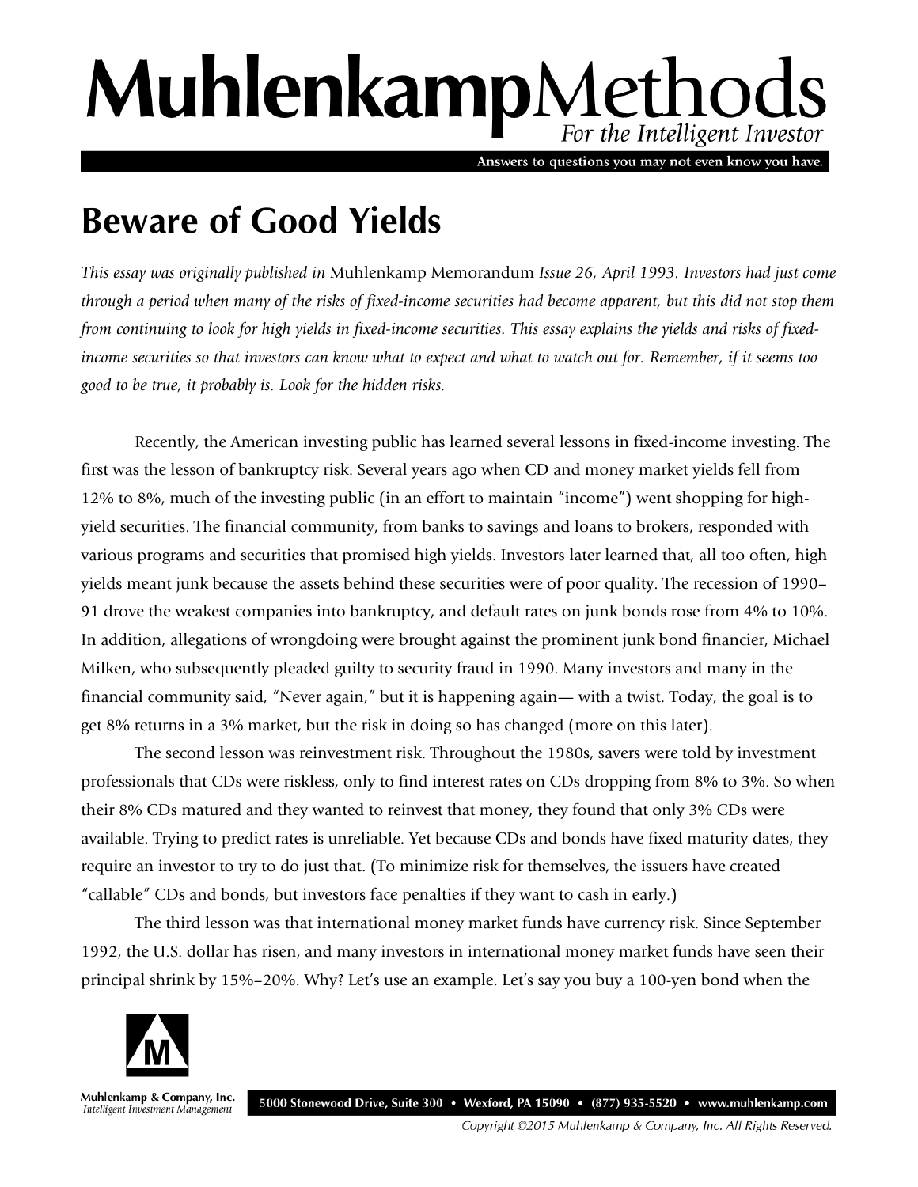# Beware of Good Yields

*This essay was originally published in* Muhlenkamp Memorandum *Issue 26, April 1993. Investors had just come through a period when many of the risks of fixed-income securities had become apparent, but this did not stop them from continuing to look for high yields in fixed-income securities. This essay explains the yields and risks of fixed-income securities so that investors can know what to expect and what to watch out for. Remember, if it seems too good to be true, it probably is. Look for the hidden risks.*

Recently, the American investing public has learned several lessons in fixed-income investing. The first was the lesson of bankruptcy risk. Several years ago when CD and money market yields fell from 12% to 8%, much of the investing public (in an effort to maintain "income") went shopping for high-yield securities. The financial community, from banks to savings and loans to brokers, responded with various programs and securities that promised high yields. Investors later learned that, all too often, high yields meant junk because the assets behind these securities were of poor quality. The recession of 1990–91 drove the weakest companies into bankruptcy, and default rates on junk bonds rose from 4% to 10%. In addition, allegations of wrongdoing were brought against the prominent junk bond financier, Michael Milken, who subsequently pleaded guilty to security fraud in 1990. Many investors and many in the financial community said, "Never again," but it is happening again— with a twist. Today, the goal is to get 8% returns in a 3% market, but the risk in doing so has changed (more on this later).

The second lesson was reinvestment risk. Throughout the 1980s, savers were told by investment professionals that CDs were riskless, only to find interest rates on CDs dropping from 8% to 3%. So when their 8% CDs matured and they wanted to reinvest that money, they found that only 3% CDs were available. Trying to predict rates is unreliable. Yet because CDs and bonds have fixed maturity dates, they require an investor to try to do just that. (To minimize risk for themselves, the issuers have created "callable" CDs and bonds, but investors face penalties if they want to cash in early.)

The third lesson was that international money market funds have currency risk. Since September 1992, the U.S. dollar has risen, and many investors in international money market funds have seen their principal shrink by 15%–20%. Why? Let's use an example. Let's say you buy a 100-yen bond when the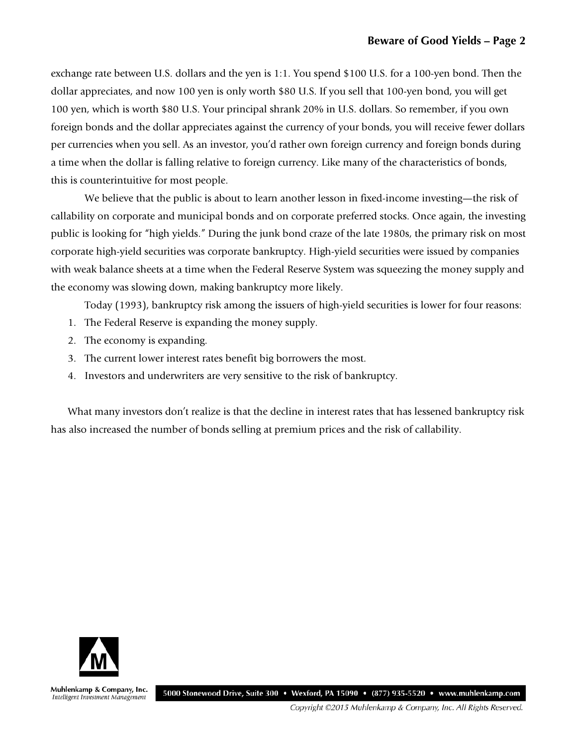exchange rate between U.S. dollars and the yen is 1:1. You spend $100 U.S. for a 100-yen bond. Then the dollar appreciates, and now 100 yen is only worth $80 U.S. If you sell that 100-yen bond, you will get 100 yen, which is worth $80 U.S. Your principal shrank 20% in U.S. dollars. So remember, if you own foreign bonds and the dollar appreciates against the currency of your bonds, you will receive fewer dollars per currencies when you sell. As an investor, you'd rather own foreign currency and foreign bonds during a time when the dollar is falling relative to foreign currency. Like many of the characteristics of bonds, this is counterintuitive for most people.

We believe that the public is about to learn another lesson in fixed-income investing—the risk of callability on corporate and municipal bonds and on corporate preferred stocks. Once again, the investing public is looking for "high yields." During the junk bond craze of the late 1980s, the primary risk on most corporate high-yield securities was corporate bankruptcy. High-yield securities were issued by companies with weak balance sheets at a time when the Federal Reserve System was squeezing the money supply and the economy was slowing down, making bankruptcy more likely.

Today (1993), bankruptcy risk among the issuers of high-yield securities is lower for four reasons:

1. The Federal Reserve is expanding the money supply.
2. The economy is expanding.
3. The current lower interest rates benefit big borrowers the most.
4. Investors and underwriters are very sensitive to the risk of bankruptcy.

What many investors don't realize is that the decline in interest rates that has lessened bankruptcy risk has also increased the number of bonds selling at premium prices and the risk of callability.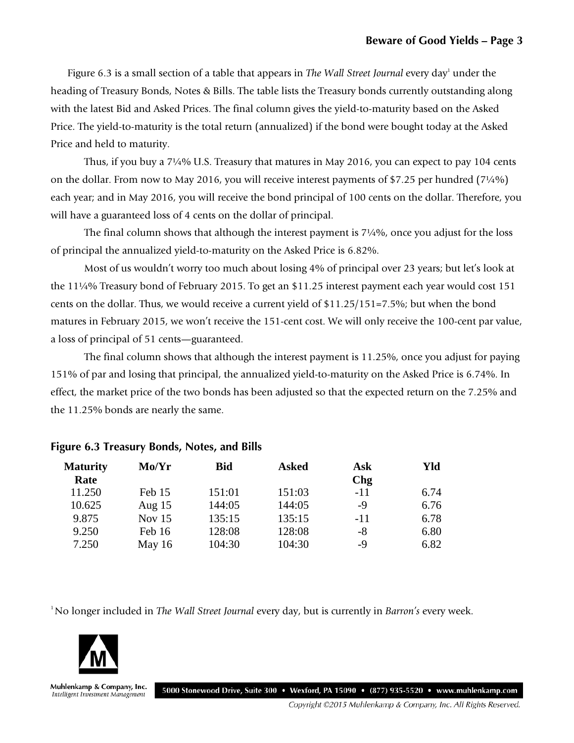Figure 6.3 is a small section of a table that appears in *The Wall Street Journal* every day[1] under the heading of Treasury Bonds, Notes & Bills. The table lists the Treasury bonds currently outstanding along with the latest Bid and Asked Prices. The final column gives the yield-to-maturity based on the Asked Price. The yield-to-maturity is the total return (annualized) if the bond were bought today at the Asked Price and held to maturity.

Thus, if you buy a 7¼% U.S. Treasury that matures in May 2016, you can expect to pay 104 cents on the dollar. From now to May 2016, you will receive interest payments of $7.25 per hundred (7¼%) each year; and in May 2016, you will receive the bond principal of 100 cents on the dollar. Therefore, you will have a guaranteed loss of 4 cents on the dollar of principal.

The final column shows that although the interest payment is 7¼%, once you adjust for the loss of principal the annualized yield-to-maturity on the Asked Price is 6.82%.

Most of us wouldn't worry too much about losing 4% of principal over 23 years; but let's look at the 11¼% Treasury bond of February 2015. To get an $11.25 interest payment each year would cost 151 cents on the dollar. Thus, we would receive a current yield of $11.25/151=7.5%; but when the bond matures in February 2015, we won't receive the 151-cent cost. We will only receive the 100-cent par value, a loss of principal of 51 cents—guaranteed.

The final column shows that although the interest payment is 11.25%, once you adjust for paying 151% of par and losing that principal, the annualized yield-to-maturity on the Asked Price is 6.74%. In effect, the market price of the two bonds has been adjusted so that the expected return on the 7.25% and the 11.25% bonds are nearly the same.

### Figure 6.3 Treasury Bonds, Notes, and Bills

| Maturity Rate | Mo/Yr | Bid | Asked | Ask Chg | Yld |
|---|---|---|---|---|---|
| 11.250 | Feb 15 | 151:01 | 151:03 | -11 | 6.74 |
| 10.625 | Aug 15 | 144:05 | 144:05 | -9 | 6.76 |
| 9.875 | Nov 15 | 135:15 | 135:15 | -11 | 6.78 |
| 9.250 | Feb 16 | 128:08 | 128:08 | -8 | 6.80 |
| 7.250 | May 16 | 104:30 | 104:30 | -9 | 6.82 |

[1] No longer included in *The Wall Street Journal* every day, but is currently in *Barron's* every week.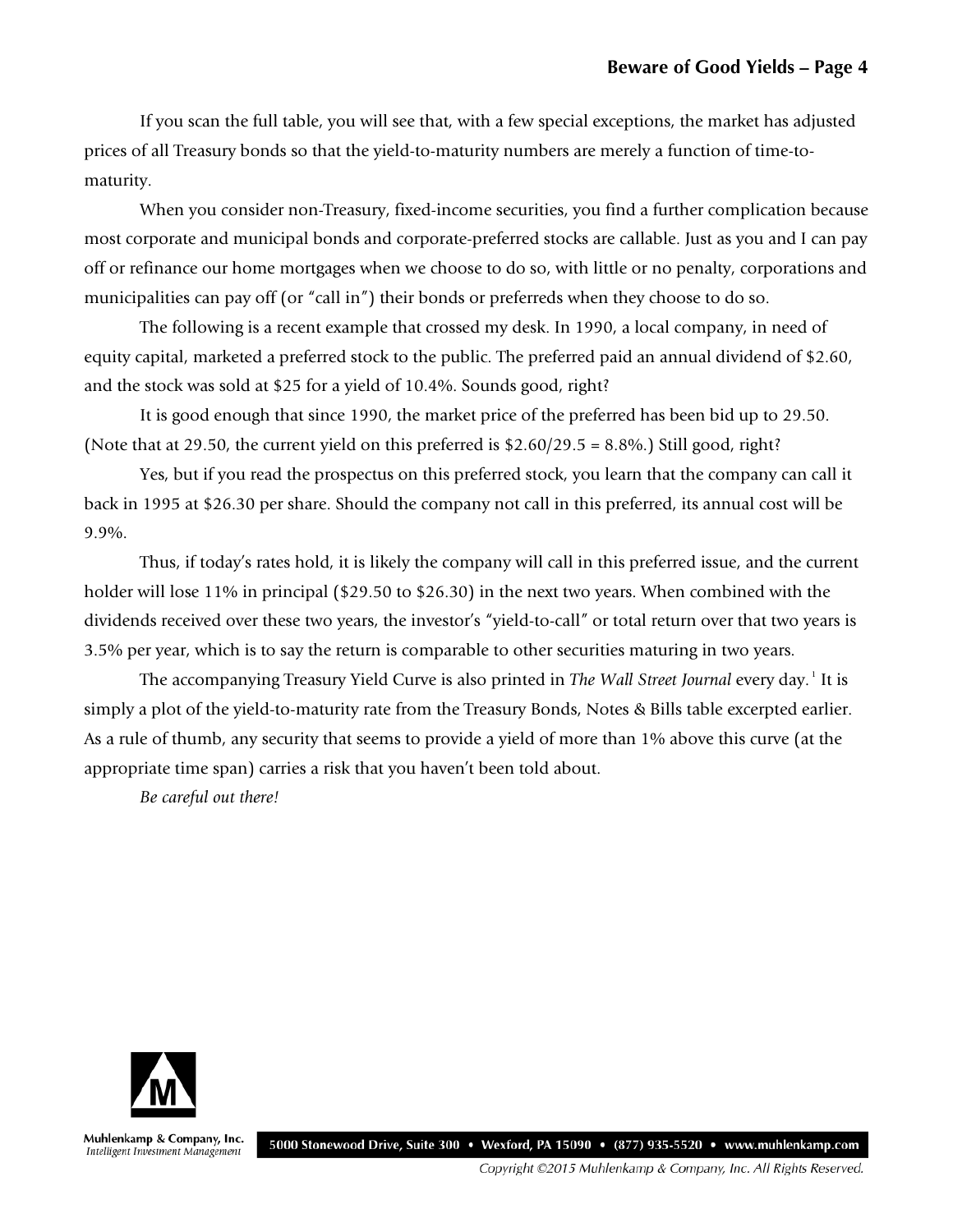If you scan the full table, you will see that, with a few special exceptions, the market has adjusted prices of all Treasury bonds so that the yield-to-maturity numbers are merely a function of time-to-maturity.

When you consider non-Treasury, fixed-income securities, you find a further complication because most corporate and municipal bonds and corporate-preferred stocks are callable. Just as you and I can pay off or refinance our home mortgages when we choose to do so, with little or no penalty, corporations and municipalities can pay off (or "call in") their bonds or preferreds when they choose to do so.

The following is a recent example that crossed my desk. In 1990, a local company, in need of equity capital, marketed a preferred stock to the public. The preferred paid an annual dividend of $2.60, and the stock was sold at $25 for a yield of 10.4%. Sounds good, right?

It is good enough that since 1990, the market price of the preferred has been bid up to 29.50. (Note that at 29.50, the current yield on this preferred is $2.60/29.5 = 8.8%.) Still good, right?

Yes, but if you read the prospectus on this preferred stock, you learn that the company can call it back in 1995 at $26.30 per share. Should the company not call in this preferred, its annual cost will be 9.9%.

Thus, if today's rates hold, it is likely the company will call in this preferred issue, and the current holder will lose 11% in principal ($29.50 to $26.30) in the next two years. When combined with the dividends received over these two years, the investor's "yield-to-call" or total return over that two years is 3.5% per year, which is to say the return is comparable to other securities maturing in two years.

The accompanying Treasury Yield Curve is also printed in *The Wall Street Journal* every day.[1] It is simply a plot of the yield-to-maturity rate from the Treasury Bonds, Notes & Bills table excerpted earlier. As a rule of thumb, any security that seems to provide a yield of more than 1% above this curve (at the appropriate time span) carries a risk that you haven't been told about.

*Be careful out there!*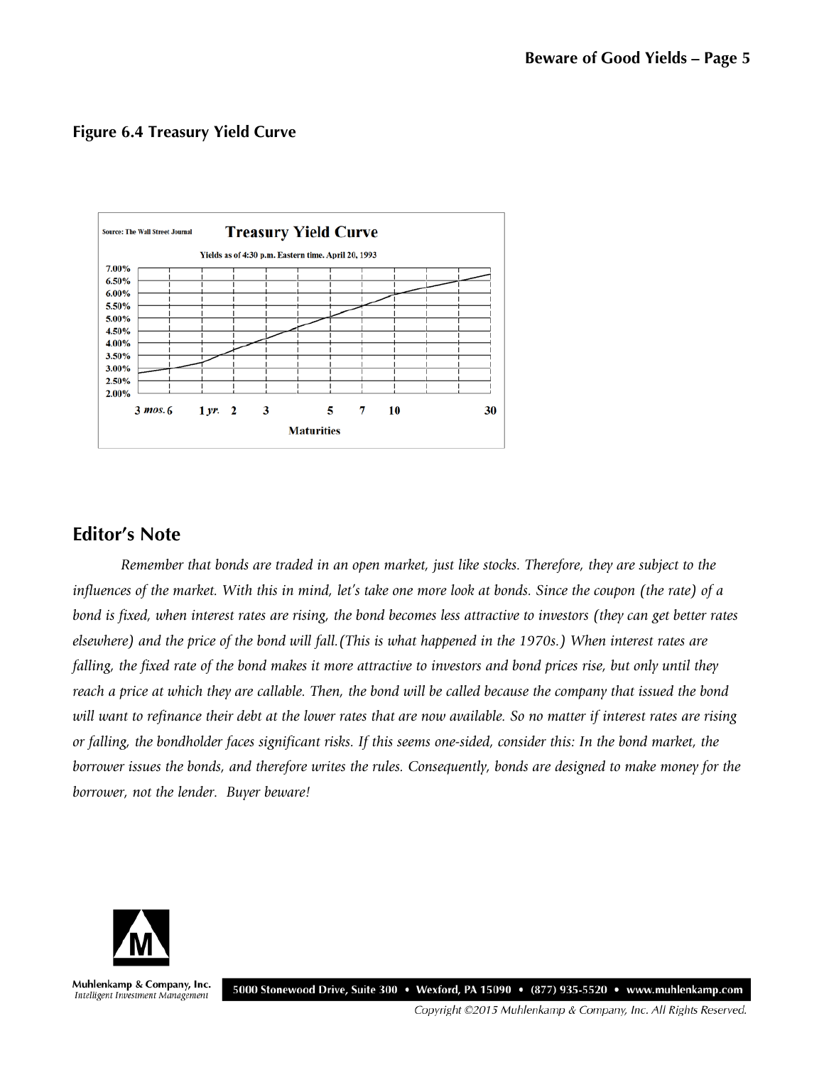### Figure 6.4 Treasury Yield Curve

Source: The Wall Street Journal

Treasury Yield Curve

Yields as of 4:30 p.m. Eastern time. April 20, 1993

7.00%
6.50%
6.00%
5.50%
5.00%
4.50%
4.00%
3.50%
3.00%
2.50%
2.00%

3 mos. 6 1 yr. 2 3 5 7 10 30

Maturities

## Editor's Note

*Remember that bonds are traded in an open market, just like stocks. Therefore, they are subject to the influences of the market. With this in mind, let's take one more look at bonds. Since the coupon (the rate) of a bond is fixed, when interest rates are rising, the bond becomes less attractive to investors (they can get better rates elsewhere) and the price of the bond will fall.(This is what happened in the 1970s.) When interest rates are falling, the fixed rate of the bond makes it more attractive to investors and bond prices rise, but only until they reach a price at which they are callable. Then, the bond will be called because the company that issued the bond will want to refinance their debt at the lower rates that are now available. So no matter if interest rates are rising or falling, the bondholder faces significant risks. If this seems one-sided, consider this: In the bond market, the borrower issues the bonds, and therefore writes the rules. Consequently, bonds are designed to make money for the borrower, not the lender. Buyer beware!*